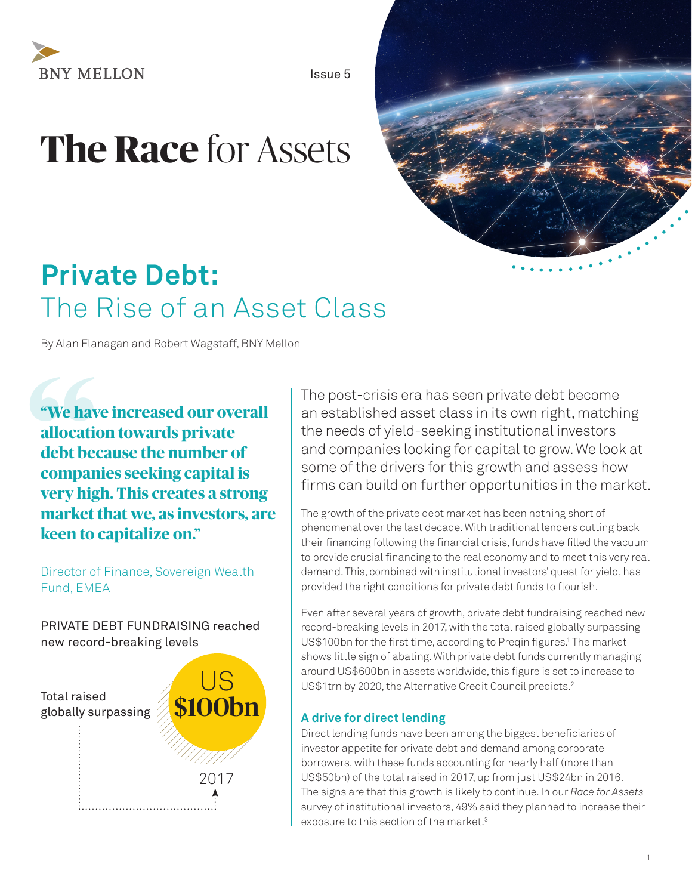BNY MELLON

Issue 5

# **The Race** for Assets

## **Private Debt:** The Rise of an Asset Class

By Alan Flanagan and Robert Wagstaff, BNY Mellon

> **"We have increased our overall allocation towards private debt because the number of companies seeking capital is very high. This creates a strong market that we, as investors, are keen to capitalize on."**
>
> Director of Finance, Sovereign Wealth Fund, EMEA

PRIVATE DEBT FUNDRAISING reached new record-breaking levels

Total raised globally surpassing US **$100bn** 2017

The post-crisis era has seen private debt become an established asset class in its own right, matching the needs of yield-seeking institutional investors and companies looking for capital to grow. We look at some of the drivers for this growth and assess how firms can build on further opportunities in the market.

The growth of the private debt market has been nothing short of phenomenal over the last decade. With traditional lenders cutting back their financing following the financial crisis, funds have filled the vacuum to provide crucial financing to the real economy and to meet this very real demand. This, combined with institutional investors' quest for yield, has provided the right conditions for private debt funds to flourish.

Even after several years of growth, private debt fundraising reached new record-breaking levels in 2017, with the total raised globally surpassing US$100bn for the first time, according to Preqin figures.[1] The market shows little sign of abating. With private debt funds currently managing around US$600bn in assets worldwide, this figure is set to increase to US$1trn by 2020, the Alternative Credit Council predicts.[2]

### A drive for direct lending

Direct lending funds have been among the biggest beneficiaries of investor appetite for private debt and demand among corporate borrowers, with these funds accounting for nearly half (more than US$50bn) of the total raised in 2017, up from just US$24bn in 2016. The signs are that this growth is likely to continue. In our *Race for Assets* survey of institutional investors, 49% said they planned to increase their exposure to this section of the market.[3]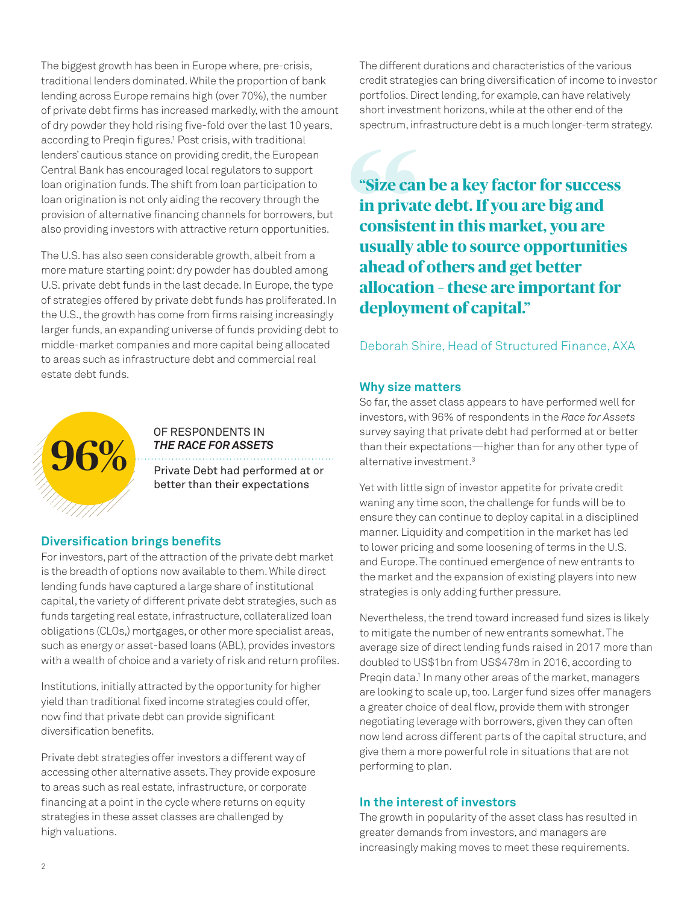The biggest growth has been in Europe where, pre-crisis, traditional lenders dominated. While the proportion of bank lending across Europe remains high (over 70%), the number of private debt firms has increased markedly, with the amount of dry powder they hold rising five-fold over the last 10 years, according to Preqin figures.[1] Post crisis, with traditional lenders' cautious stance on providing credit, the European Central Bank has encouraged local regulators to support loan origination funds. The shift from loan participation to loan origination is not only aiding the recovery through the provision of alternative financing channels for borrowers, but also providing investors with attractive return opportunities.

The U.S. has also seen considerable growth, albeit from a more mature starting point: dry powder has doubled among U.S. private debt funds in the last decade. In Europe, the type of strategies offered by private debt funds has proliferated. In the U.S., the growth has come from firms raising increasingly larger funds, an expanding universe of funds providing debt to middle-market companies and more capital being allocated to areas such as infrastructure debt and commercial real estate debt funds.

**96%**

OF RESPONDENTS IN ***THE RACE FOR ASSETS***

Private Debt had performed at or better than their expectations

## Diversification brings benefits

For investors, part of the attraction of the private debt market is the breadth of options now available to them. While direct lending funds have captured a large share of institutional capital, the variety of different private debt strategies, such as funds targeting real estate, infrastructure, collateralized loan obligations (CLOs,) mortgages, or other more specialist areas, such as energy or asset-based loans (ABL), provides investors with a wealth of choice and a variety of risk and return profiles.

Institutions, initially attracted by the opportunity for higher yield than traditional fixed income strategies could offer, now find that private debt can provide significant diversification benefits.

Private debt strategies offer investors a different way of accessing other alternative assets. They provide exposure to areas such as real estate, infrastructure, or corporate financing at a point in the cycle where returns on equity strategies in these asset classes are challenged by high valuations.

The different durations and characteristics of the various credit strategies can bring diversification of income to investor portfolios. Direct lending, for example, can have relatively short investment horizons, while at the other end of the spectrum, infrastructure debt is a much longer-term strategy.

> **"Size can be a key factor for success in private debt. If you are big and consistent in this market, you are usually able to source opportunities ahead of others and get better allocation – these are important for deployment of capital."**
>
> Deborah Shire, Head of Structured Finance, AXA

## Why size matters

So far, the asset class appears to have performed well for investors, with 96% of respondents in the *Race for Assets* survey saying that private debt had performed at or better than their expectations—higher than for any other type of alternative investment.[3]

Yet with little sign of investor appetite for private credit waning any time soon, the challenge for funds will be to ensure they can continue to deploy capital in a disciplined manner. Liquidity and competition in the market has led to lower pricing and some loosening of terms in the U.S. and Europe. The continued emergence of new entrants to the market and the expansion of existing players into new strategies is only adding further pressure.

Nevertheless, the trend toward increased fund sizes is likely to mitigate the number of new entrants somewhat. The average size of direct lending funds raised in 2017 more than doubled to US$1bn from US$478m in 2016, according to Preqin data.[1] In many other areas of the market, managers are looking to scale up, too. Larger fund sizes offer managers a greater choice of deal flow, provide them with stronger negotiating leverage with borrowers, given they can often now lend across different parts of the capital structure, and give them a more powerful role in situations that are not performing to plan.

## In the interest of investors

The growth in popularity of the asset class has resulted in greater demands from investors, and managers are increasingly making moves to meet these requirements.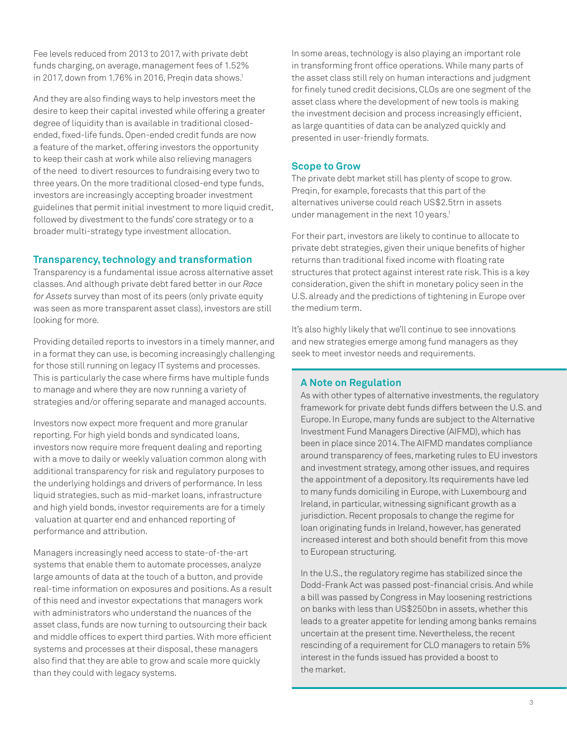Fee levels reduced from 2013 to 2017, with private debt funds charging, on average, management fees of 1.52% in 2017, down from 1.76% in 2016, Preqin data shows.[1]

And they are also finding ways to help investors meet the desire to keep their capital invested while offering a greater degree of liquidity than is available in traditional closed-ended, fixed-life funds. Open-ended credit funds are now a feature of the market, offering investors the opportunity to keep their cash at work while also relieving managers of the need to divert resources to fundraising every two to three years. On the more traditional closed-end type funds, investors are increasingly accepting broader investment guidelines that permit initial investment to more liquid credit, followed by divestment to the funds' core strategy or to a broader multi-strategy type investment allocation.

## Transparency, technology and transformation

Transparency is a fundamental issue across alternative asset classes. And although private debt fared better in our *Race for Assets* survey than most of its peers (only private equity was seen as more transparent asset class), investors are still looking for more.

Providing detailed reports to investors in a timely manner, and in a format they can use, is becoming increasingly challenging for those still running on legacy IT systems and processes. This is particularly the case where firms have multiple funds to manage and where they are now running a variety of strategies and/or offering separate and managed accounts.

Investors now expect more frequent and more granular reporting. For high yield bonds and syndicated loans, investors now require more frequent dealing and reporting with a move to daily or weekly valuation common along with additional transparency for risk and regulatory purposes to the underlying holdings and drivers of performance. In less liquid strategies, such as mid-market loans, infrastructure and high yield bonds, investor requirements are for a timely valuation at quarter end and enhanced reporting of performance and attribution.

Managers increasingly need access to state-of-the-art systems that enable them to automate processes, analyze large amounts of data at the touch of a button, and provide real-time information on exposures and positions. As a result of this need and investor expectations that managers work with administrators who understand the nuances of the asset class, funds are now turning to outsourcing their back and middle offices to expert third parties. With more efficient systems and processes at their disposal, these managers also find that they are able to grow and scale more quickly than they could with legacy systems.

In some areas, technology is also playing an important role in transforming front office operations. While many parts of the asset class still rely on human interactions and judgment for finely tuned credit decisions, CLOs are one segment of the asset class where the development of new tools is making the investment decision and process increasingly efficient, as large quantities of data can be analyzed quickly and presented in user-friendly formats.

## Scope to Grow

The private debt market still has plenty of scope to grow. Preqin, for example, forecasts that this part of the alternatives universe could reach US$2.5trn in assets under management in the next 10 years.[1]

For their part, investors are likely to continue to allocate to private debt strategies, given their unique benefits of higher returns than traditional fixed income with floating rate structures that protect against interest rate risk. This is a key consideration, given the shift in monetary policy seen in the U.S. already and the predictions of tightening in Europe over the medium term.

It's also highly likely that we'll continue to see innovations and new strategies emerge among fund managers as they seek to meet investor needs and requirements.

### A Note on Regulation

As with other types of alternative investments, the regulatory framework for private debt funds differs between the U.S. and Europe. In Europe, many funds are subject to the Alternative Investment Fund Managers Directive (AIFMD), which has been in place since 2014. The AIFMD mandates compliance around transparency of fees, marketing rules to EU investors and investment strategy, among other issues, and requires the appointment of a depository. Its requirements have led to many funds domiciling in Europe, with Luxembourg and Ireland, in particular, witnessing significant growth as a jurisdiction. Recent proposals to change the regime for loan originating funds in Ireland, however, has generated increased interest and both should benefit from this move to European structuring.

In the U.S., the regulatory regime has stabilized since the Dodd-Frank Act was passed post-financial crisis. And while a bill was passed by Congress in May loosening restrictions on banks with less than US$250bn in assets, whether this leads to a greater appetite for lending among banks remains uncertain at the present time. Nevertheless, the recent rescinding of a requirement for CLO managers to retain 5% interest in the funds issued has provided a boost to the market.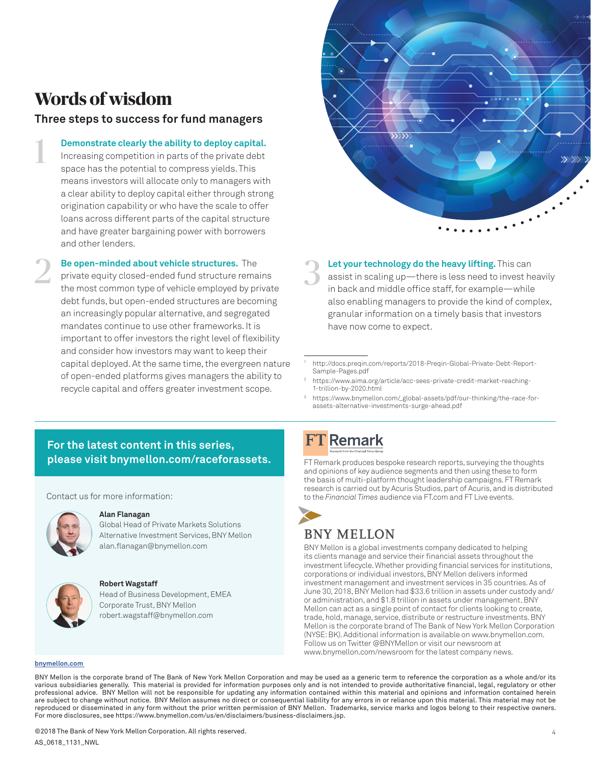# Words of wisdom

## Three steps to success for fund managers

1. **Demonstrate clearly the ability to deploy capital.** Increasing competition in parts of the private debt space has the potential to compress yields. This means investors will allocate only to managers with a clear ability to deploy capital either through strong origination capability or who have the scale to offer loans across different parts of the capital structure and have greater bargaining power with borrowers and other lenders.

2. **Be open-minded about vehicle structures.** The private equity closed-ended fund structure remains the most common type of vehicle employed by private debt funds, but open-ended structures are becoming an increasingly popular alternative, and segregated mandates continue to use other frameworks. It is important to offer investors the right level of flexibility and consider how investors may want to keep their capital deployed. At the same time, the evergreen nature of open-ended platforms gives managers the ability to recycle capital and offers greater investment scope.

3. **Let your technology do the heavy lifting.** This can assist in scaling up—there is less need to invest heavily in back and middle office staff, for example—while also enabling managers to provide the kind of complex, granular information on a timely basis that investors have now come to expect.

---

[1] http://docs.preqin.com/reports/2018-Preqin-Global-Private-Debt-Report-Sample-Pages.pdf

[2] https://www.aima.org/article/acc-sees-private-credit-market-reaching-1-trillion-by-2020.html

[3] https://www.bnymellon.com/_global-assets/pdf/our-thinking/the-race-for-assets-alternative-investments-surge-ahead.pdf

---

**For the latest content in this series, please visit bnymellon.com/raceforassets.**

Contact us for more information:

**Alan Flanagan**
Global Head of Private Markets Solutions
Alternative Investment Services, BNY Mellon
alan.flanagan@bnymellon.com

**Robert Wagstaff**
Head of Business Development, EMEA
Corporate Trust, BNY Mellon
robert.wagstaff@bnymellon.com

**FT Remark**
Research from the Financial Times Group

FT Remark produces bespoke research reports, surveying the thoughts and opinions of key audience segments and then using these to form the basis of multi-platform thought leadership campaigns. FT Remark research is carried out by Acuris Studios, part of Acuris, and is distributed to the *Financial Times* audience via FT.com and FT Live events.

**BNY MELLON**

BNY Mellon is a global investments company dedicated to helping its clients manage and service their financial assets throughout the investment lifecycle. Whether providing financial services for institutions, corporations or individual investors, BNY Mellon delivers informed investment management and investment services in 35 countries. As of June 30, 2018, BNY Mellon had $33.6 trillion in assets under custody and/or administration, and $1.8 trillion in assets under management. BNY Mellon can act as a single point of contact for clients looking to create, trade, hold, manage, service, distribute or restructure investments. BNY Mellon is the corporate brand of The Bank of New York Mellon Corporation (NYSE: BK). Additional information is available on www.bnymellon.com. Follow us on Twitter @BNYMellon or visit our newsroom at www.bnymellon.com/newsroom for the latest company news.

bnymellon.com

BNY Mellon is the corporate brand of The Bank of New York Mellon Corporation and may be used as a generic term to reference the corporation as a whole and/or its various subsidiaries generally. This material is provided for information purposes only and is not intended to provide authoritative financial, legal, regulatory or other professional advice. BNY Mellon will not be responsible for updating any information contained within this material and opinions and information contained herein are subject to change without notice. BNY Mellon assumes no direct or consequential liability for any errors in or reliance upon this material. This material may not be reproduced or disseminated in any form without the prior written permission of BNY Mellon. Trademarks, service marks and logos belong to their respective owners. For more disclosures, see https://www.bnymellon.com/us/en/disclaimers/business-disclaimers.jsp.

©2018 The Bank of New York Mellon Corporation. All rights reserved.

AS_0618_1131_NWL